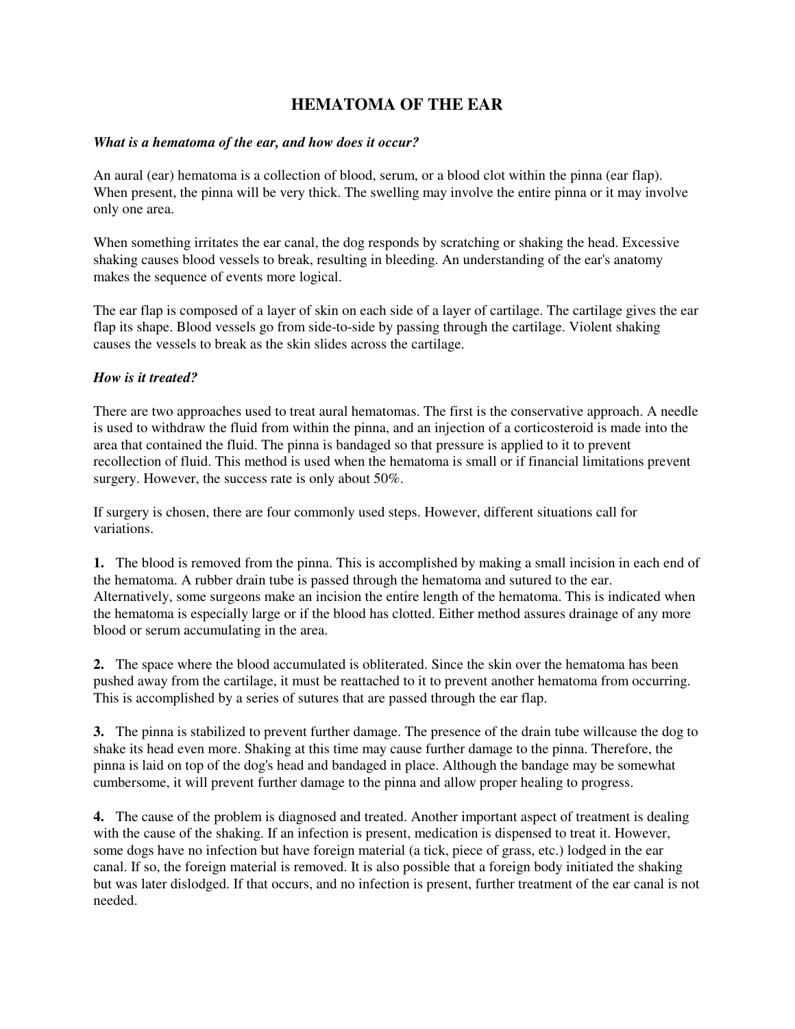# HEMATOMA OF THE EAR

***What is a hematoma of the ear, and how does it occur?***

An aural (ear) hematoma is a collection of blood, serum, or a blood clot within the pinna (ear flap). When present, the pinna will be very thick. The swelling may involve the entire pinna or it may involve only one area.

When something irritates the ear canal, the dog responds by scratching or shaking the head. Excessive shaking causes blood vessels to break, resulting in bleeding. An understanding of the ear's anatomy makes the sequence of events more logical.

The ear flap is composed of a layer of skin on each side of a layer of cartilage. The cartilage gives the ear flap its shape. Blood vessels go from side-to-side by passing through the cartilage. Violent shaking causes the vessels to break as the skin slides across the cartilage.

***How is it treated?***

There are two approaches used to treat aural hematomas. The first is the conservative approach. A needle is used to withdraw the fluid from within the pinna, and an injection of a corticosteroid is made into the area that contained the fluid. The pinna is bandaged so that pressure is applied to it to prevent recollection of fluid. This method is used when the hematoma is small or if financial limitations prevent surgery. However, the success rate is only about 50%.

If surgery is chosen, there are four commonly used steps. However, different situations call for variations.

**1.** The blood is removed from the pinna. This is accomplished by making a small incision in each end of the hematoma. A rubber drain tube is passed through the hematoma and sutured to the ear. Alternatively, some surgeons make an incision the entire length of the hematoma. This is indicated when the hematoma is especially large or if the blood has clotted. Either method assures drainage of any more blood or serum accumulating in the area.

**2.** The space where the blood accumulated is obliterated. Since the skin over the hematoma has been pushed away from the cartilage, it must be reattached to it to prevent another hematoma from occurring. This is accomplished by a series of sutures that are passed through the ear flap.

**3.** The pinna is stabilized to prevent further damage. The presence of the drain tube willcause the dog to shake its head even more. Shaking at this time may cause further damage to the pinna. Therefore, the pinna is laid on top of the dog's head and bandaged in place. Although the bandage may be somewhat cumbersome, it will prevent further damage to the pinna and allow proper healing to progress.

**4.** The cause of the problem is diagnosed and treated. Another important aspect of treatment is dealing with the cause of the shaking. If an infection is present, medication is dispensed to treat it. However, some dogs have no infection but have foreign material (a tick, piece of grass, etc.) lodged in the ear canal. If so, the foreign material is removed. It is also possible that a foreign body initiated the shaking but was later dislodged. If that occurs, and no infection is present, further treatment of the ear canal is not needed.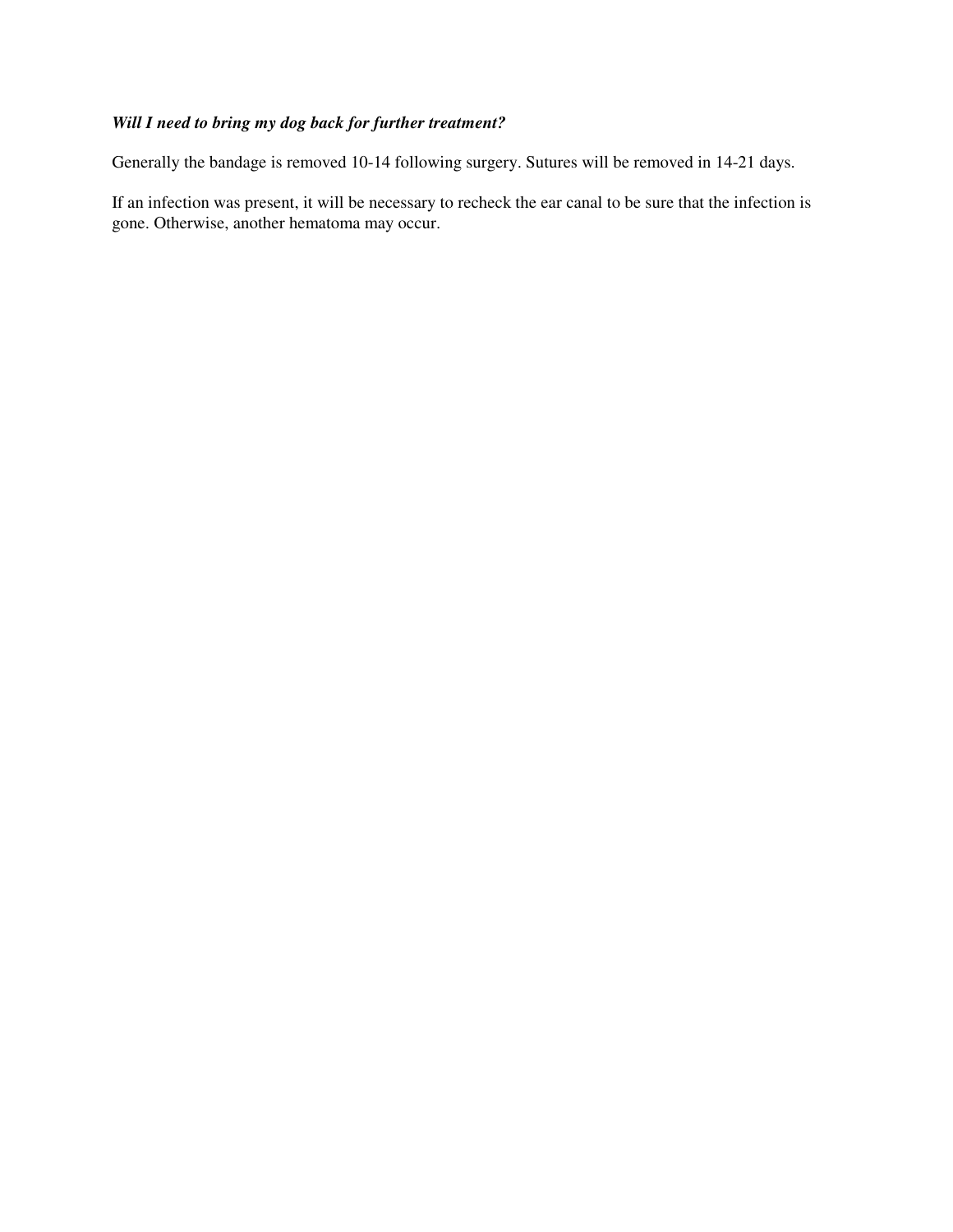***Will I need to bring my dog back for further treatment?***

Generally the bandage is removed 10-14 following surgery. Sutures will be removed in 14-21 days.

If an infection was present, it will be necessary to recheck the ear canal to be sure that the infection is gone. Otherwise, another hematoma may occur.